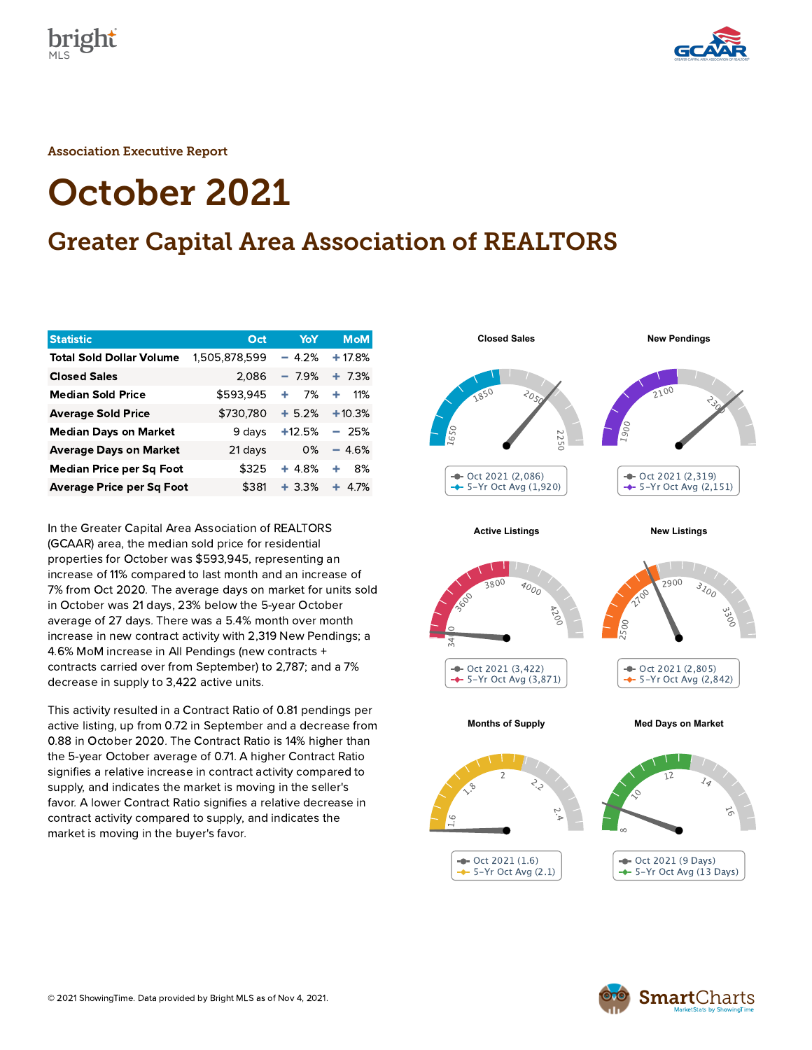Association Executive Report

# October 2021

## Greater Capital Area Association of REALTORS

| Statistic | Oct | YoY | MoM |
|---|---|---|---|
| Total Sold Dollar Volume | 1,505,878,599 | − 4.2% | + 17.8% |
| Closed Sales | 2,086 | − 7.9% | + 7.3% |
| Median Sold Price | $593,945 | + 7% | + 11% |
| Average Sold Price | $730,780 | + 5.2% | + 10.3% |
| Median Days on Market | 9 days | + 12.5% | − 25% |
| Average Days on Market | 21 days | 0% | − 4.6% |
| Median Price per Sq Foot | $325 | + 4.8% | + 8% |
| Average Price per Sq Foot | $381 | + 3.3% | + 4.7% |

In the Greater Capital Area Association of REALTORS (GCAAR) area, the median sold price for residential properties for October was $593,945, representing an increase of 11% compared to last month and an increase of 7% from Oct 2020. The average days on market for units sold in October was 21 days, 23% below the 5-year October average of 27 days. There was a 5.4% month over month increase in new contract activity with 2,319 New Pendings; a 4.6% MoM increase in All Pendings (new contracts + contracts carried over from September) to 2,787; and a 7% decrease in supply to 3,422 active units.

This activity resulted in a Contract Ratio of 0.81 pendings per active listing, up from 0.72 in September and a decrease from 0.88 in October 2020. The Contract Ratio is 14% higher than the 5-year October average of 0.71. A higher Contract Ratio signifies a relative increase in contract activity compared to supply, and indicates the market is moving in the seller's favor. A lower Contract Ratio signifies a relative decrease in contract activity compared to supply, and indicates the market is moving in the buyer's favor.

**Closed Sales**
- Oct 2021 (2,086)
- 5-Yr Oct Avg (1,920)

**New Pendings**
- Oct 2021 (2,319)
- 5-Yr Oct Avg (2,151)

**Active Listings**
- Oct 2021 (3,422)
- 5-Yr Oct Avg (3,871)

**New Listings**
- Oct 2021 (2,805)
- 5-Yr Oct Avg (2,842)

**Months of Supply**
- Oct 2021 (1.6)
- 5-Yr Oct Avg (2.1)

**Med Days on Market**
- Oct 2021 (9 Days)
- 5-Yr Oct Avg (13 Days)

© 2021 ShowingTime. Data provided by Bright MLS as of Nov 4, 2021.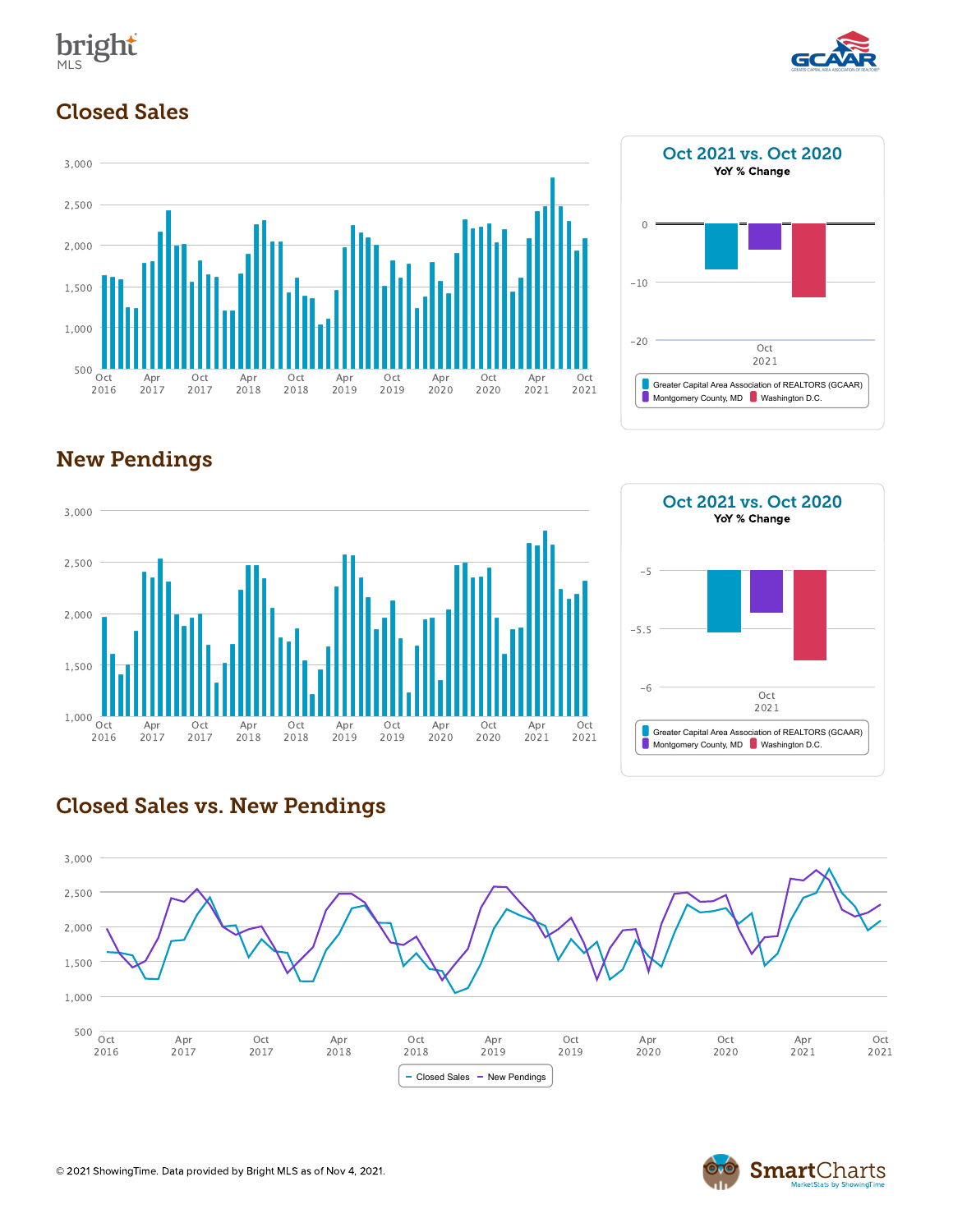## Closed Sales

### Oct 2021 vs. Oct 2020

**YoY % Change**

Greater Capital Area Association of REALTORS (GCAAR) | Montgomery County, MD | Washington D.C.

## New Pendings

### Oct 2021 vs. Oct 2020

**YoY % Change**

Greater Capital Area Association of REALTORS (GCAAR) | Montgomery County, MD | Washington D.C.

## Closed Sales vs. New Pendings

Closed Sales | New Pendings

© 2021 ShowingTime. Data provided by Bright MLS as of Nov 4, 2021.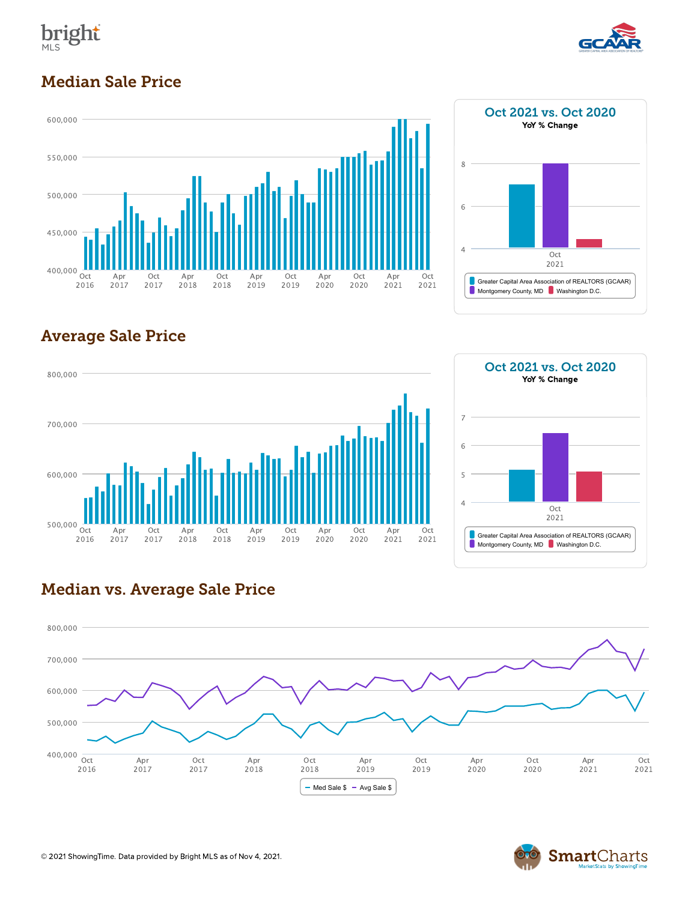## Median Sale Price

600,000
550,000
500,000
450,000
400,000

Oct 2016 | Apr 2017 | Oct 2017 | Apr 2018 | Oct 2018 | Apr 2019 | Oct 2019 | Apr 2020 | Oct 2020 | Apr 2021 | Oct 2021

### Oct 2021 vs. Oct 2020

**YoY % Change**

8
6
4

Oct 2021

Greater Capital Area Association of REALTORS (GCAAR)
Montgomery County, MD
Washington D.C.

## Average Sale Price

800,000
700,000
600,000
500,000

Oct 2016 | Apr 2017 | Oct 2017 | Apr 2018 | Oct 2018 | Apr 2019 | Oct 2019 | Apr 2020 | Oct 2020 | Apr 2021 | Oct 2021

### Oct 2021 vs. Oct 2020

**YoY % Change**

7
6
5
4

Oct 2021

Greater Capital Area Association of REALTORS (GCAAR)
Montgomery County, MD
Washington D.C.

## Median vs. Average Sale Price

800,000
700,000
600,000
500,000
400,000

Oct 2016 | Apr 2017 | Oct 2017 | Apr 2018 | Oct 2018 | Apr 2019 | Oct 2019 | Apr 2020 | Oct 2020 | Apr 2021 | Oct 2021

Med Sale $ | Avg Sale $

© 2021 ShowingTime. Data provided by Bright MLS as of Nov 4, 2021.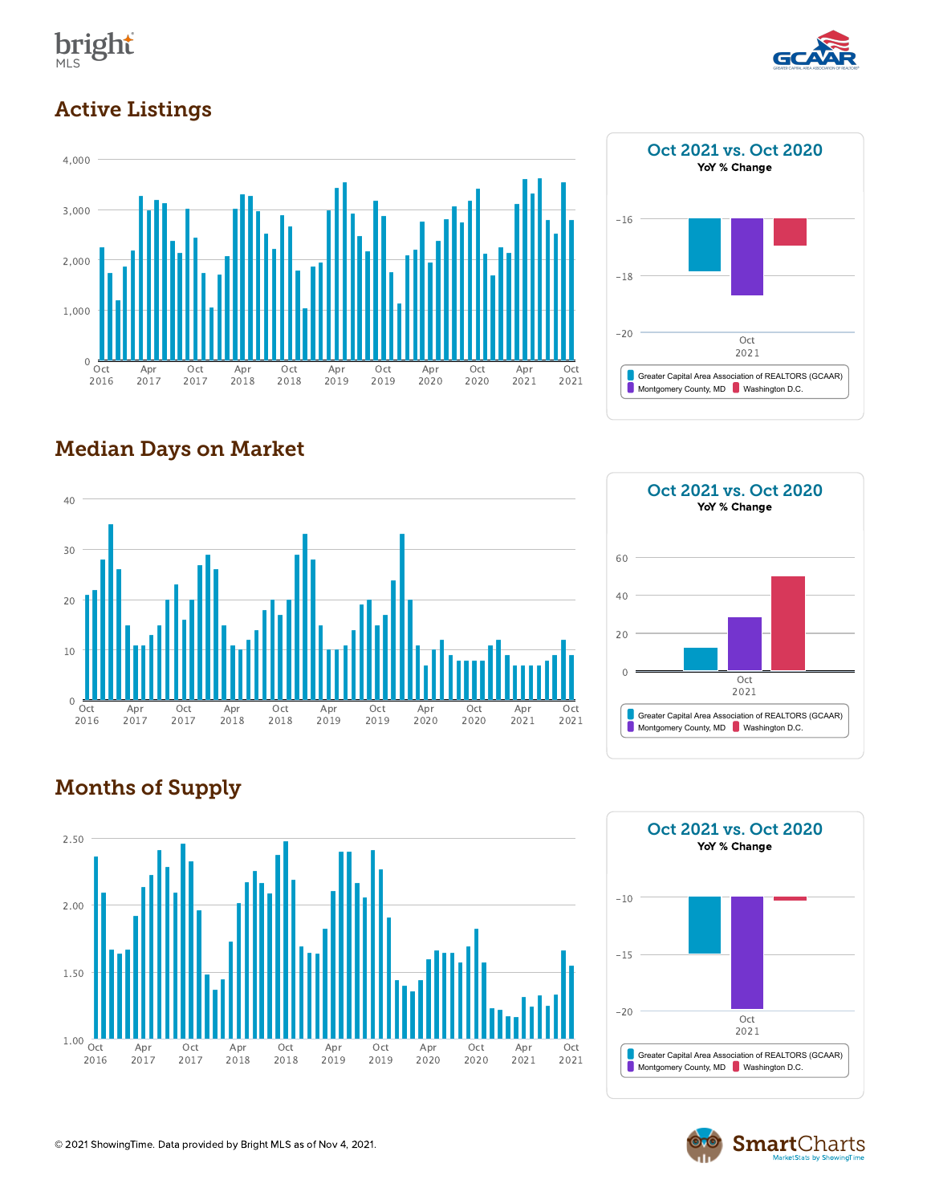## Active Listings

4,000
3,000
2,000
1,000
0

Oct 2016 | Apr 2017 | Oct 2017 | Apr 2018 | Oct 2018 | Apr 2019 | Oct 2019 | Apr 2020 | Oct 2020 | Apr 2021 | Oct 2021

### Oct 2021 vs. Oct 2020

**YoY % Change**

−16
−18
−20

Oct 2021

Greater Capital Area Association of REALTORS (GCAAR)
Montgomery County, MD
Washington D.C.

## Median Days on Market

40
30
20
10
0

Oct 2016 | Apr 2017 | Oct 2017 | Apr 2018 | Oct 2018 | Apr 2019 | Oct 2019 | Apr 2020 | Oct 2020 | Apr 2021 | Oct 2021

### Oct 2021 vs. Oct 2020

**YoY % Change**

60
40
20
0

Oct 2021

Greater Capital Area Association of REALTORS (GCAAR)
Montgomery County, MD
Washington D.C.

## Months of Supply

2.50
2.00
1.50
1.00

Oct 2016 | Apr 2017 | Oct 2017 | Apr 2018 | Oct 2018 | Apr 2019 | Oct 2019 | Apr 2020 | Oct 2020 | Apr 2021 | Oct 2021

### Oct 2021 vs. Oct 2020

**YoY % Change**

−10
−15
−20

Oct 2021

Greater Capital Area Association of REALTORS (GCAAR)
Montgomery County, MD
Washington D.C.

© 2021 ShowingTime. Data provided by Bright MLS as of Nov 4, 2021.